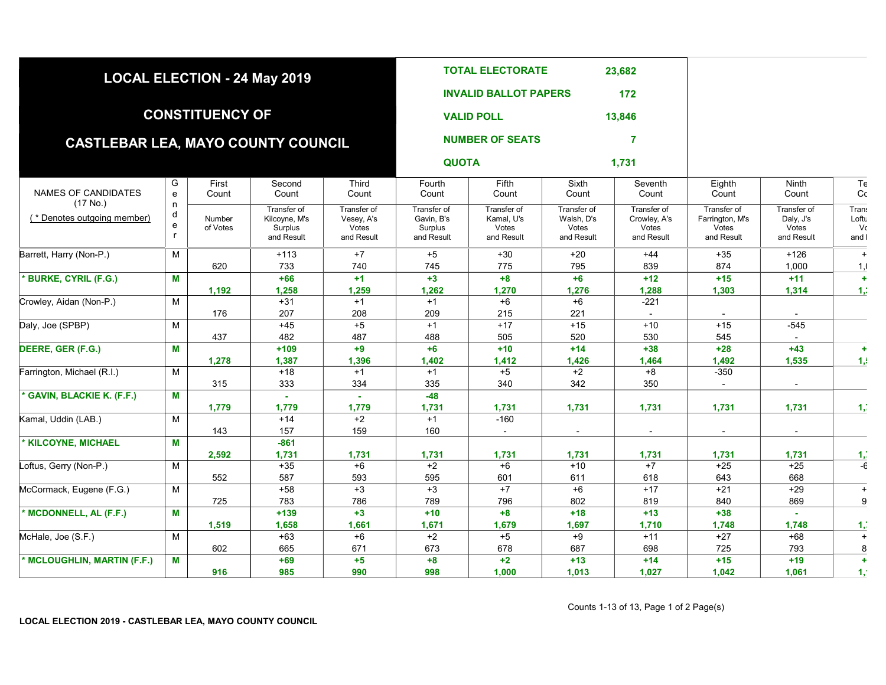# LOCAL ELECTION - 24 May 2019

## CONSTITUENCY OF

## CASTLEBAR LEA, MAYO COUNTY COUNCIL

| | |
|---|---|
| **TOTAL ELECTORATE** | **23,682** |
| **INVALID BALLOT PAPERS** | **172** |
| **VALID POLL** | **13,846** |
| **NUMBER OF SEATS** | **7** |
| **QUOTA** | **1,731** |

| NAMES OF CANDIDATES (17 No.) ( * Denotes outgoing member) | Gender | First Count Number of Votes | Second Count Transfer of Kilcoyne, M's Surplus and Result | Third Count Transfer of Vesey, A's Votes and Result | Fourth Count Transfer of Gavin, B's Surplus and Result | Fifth Count Transfer of Kamal, U's Votes and Result | Sixth Count Transfer of Walsh, D's Votes and Result | Seventh Count Transfer of Crowley, A's Votes and Result | Eighth Count Transfer of Farrington, M's Votes and Result | Ninth Count Transfer of Daly, J's Votes and Result | Te Cc Trans Loftu Vc and I |
|---|---|---|---|---|---|---|---|---|---|---|---|
| Barrett, Harry (Non-P.) | M | | +113 | +7 | +5 | +30 | +20 | +44 | +35 | +126 | + |
| | | 620 | 733 | 740 | 745 | 775 | 795 | 839 | 874 | 1,000 | 1,( |
| **\* BURKE, CYRIL (F.G.)** | **M** | | **+66** | **+1** | **+3** | **+8** | **+6** | **+12** | **+15** | **+11** | **+** |
| | | **1,192** | **1,258** | **1,259** | **1,262** | **1,270** | **1,276** | **1,288** | **1,303** | **1,314** | **1,:** |
| Crowley, Aidan (Non-P.) | M | | +31 | +1 | +1 | +6 | +6 | -221 | | | |
| | | 176 | 207 | 208 | 209 | 215 | 221 | - | - | - | |
| Daly, Joe (SPBP) | M | | +45 | +5 | +1 | +17 | +15 | +10 | +15 | -545 | |
| | | 437 | 482 | 487 | 488 | 505 | 520 | 530 | 545 | - | |
| **DEERE, GER (F.G.)** | **M** | | **+109** | **+9** | **+6** | **+10** | **+14** | **+38** | **+28** | **+43** | **+** |
| | | **1,278** | **1,387** | **1,396** | **1,402** | **1,412** | **1,426** | **1,464** | **1,492** | **1,535** | **1,!** |
| Farrington, Michael (R.I.) | M | | +18 | +1 | +1 | +5 | +2 | +8 | -350 | | |
| | | 315 | 333 | 334 | 335 | 340 | 342 | 350 | - | - | |
| **\* GAVIN, BLACKIE K. (F.F.)** | **M** | | **-** | **-** | **-48** | | | | | | |
| | | **1,779** | **1,779** | **1,779** | **1,731** | **1,731** | **1,731** | **1,731** | **1,731** | **1,731** | **1,** |
| Kamal, Uddin (LAB.) | M | | +14 | +2 | +1 | -160 | | | | | |
| | | 143 | 157 | 159 | 160 | - | - | - | - | - | |
| **\* KILCOYNE, MICHAEL** | **M** | | **-861** | | | | | | | | |
| | | **2,592** | **1,731** | **1,731** | **1,731** | **1,731** | **1,731** | **1,731** | **1,731** | **1,731** | **1,** |
| Loftus, Gerry (Non-P.) | M | | +35 | +6 | +2 | +6 | +10 | +7 | +25 | +25 | -6 |
| | | 552 | 587 | 593 | 595 | 601 | 611 | 618 | 643 | 668 | |
| McCormack, Eugene (F.G.) | M | | +58 | +3 | +3 | +7 | +6 | +17 | +21 | +29 | + |
| | | 725 | 783 | 786 | 789 | 796 | 802 | 819 | 840 | 869 | 9 |
| **\* MCDONNELL, AL (F.F.)** | **M** | | **+139** | **+3** | **+10** | **+8** | **+18** | **+13** | **+38** | **-** | |
| | | **1,519** | **1,658** | **1,661** | **1,671** | **1,679** | **1,697** | **1,710** | **1,748** | **1,748** | **1,** |
| McHale, Joe (S.F.) | M | | +63 | +6 | +2 | +5 | +9 | +11 | +27 | +68 | + |
| | | 602 | 665 | 671 | 673 | 678 | 687 | 698 | 725 | 793 | 8 |
| **\* MCLOUGHLIN, MARTIN (F.F.)** | **M** | | **+69** | **+5** | **+8** | **+2** | **+13** | **+14** | **+15** | **+19** | **+** |
| | | **916** | **985** | **990** | **998** | **1,000** | **1,013** | **1,027** | **1,042** | **1,061** | **1,** |

Counts 1-13 of 13, Page 1 of 2 Page(s)

LOCAL ELECTION 2019 - CASTLEBAR LEA, MAYO COUNTY COUNCIL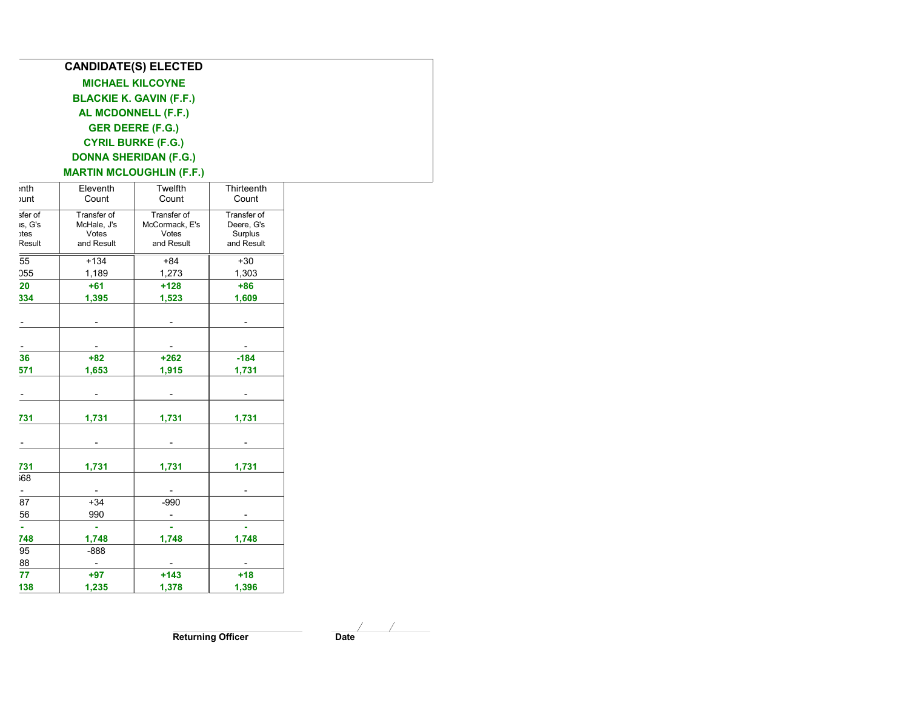**CANDIDATE(S) ELECTED**

**MICHAEL KILCOYNE**

**BLACKIE K. GAVIN (F.F.)**

**AL MCDONNELL (F.F.)**

**GER DEERE (F.G.)**

**CYRIL BURKE (F.G.)**

**DONNA SHERIDAN (F.G.)**

**MARTIN MCLOUGHLIN (F.F.)**

| ...nth Count | Eleventh Count | Twelfth Count | Thirteenth Count |
|---|---|---|---|
| ...sfer of ...s, G's ...otes Result | Transfer of McHale, J's Votes and Result | Transfer of McCormack, E's Votes and Result | Transfer of Deere, G's Surplus and Result |
| ...55<br>...055 | +134<br>1,189 | +84<br>1,273 | +30<br>1,303 |
| **...20**<br>**...334** | **+61**<br>**1,395** | **+128**<br>**1,523** | **+86**<br>**1,609** |
| - | - | - | - |
| - | - | - | - |
| **...36**<br>**...571** | **+82**<br>**1,653** | **+262**<br>**1,915** | **-184**<br>**1,731** |
| - | - | - | - |
| **...731** | **1,731** | **1,731** | **1,731** |
| - | - | - | - |
| **...731** | **1,731** | **1,731** | **1,731** |
| ...68<br>- | - | - | - |
| ...87<br>...56 | +34<br>990 | -990<br>- | - |
| **-**<br>**...748** | **-**<br>**1,748** | **-**<br>**1,748** | **-**<br>**1,748** |
| ...95<br>...88 | -888<br>- | - | - |
| **...77**<br>**...138** | **+97**<br>**1,235** | **+143**<br>**1,378** | **+18**<br>**1,396** |

**Returning Officer** **Date** / /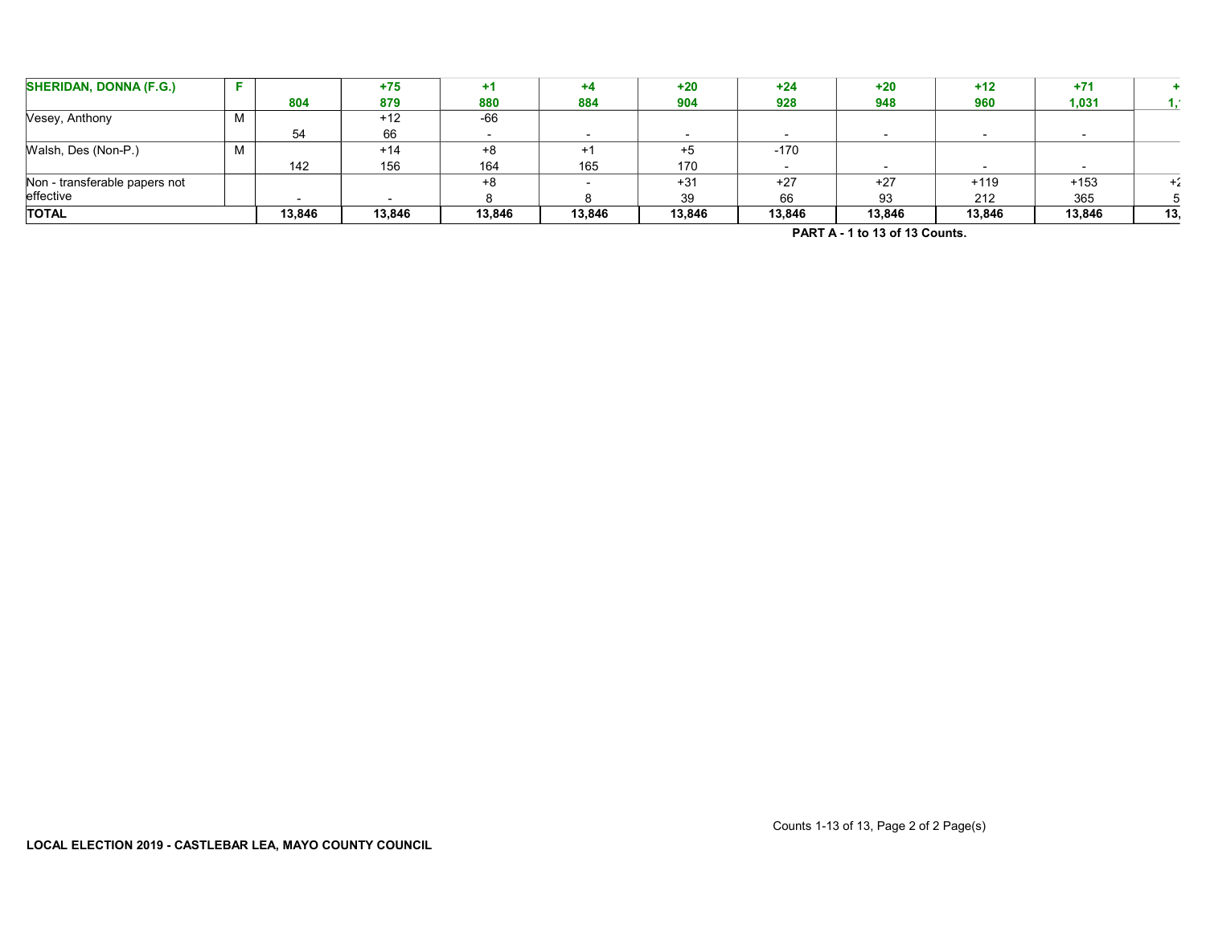| SHERIDAN, DONNA (F.G.) | F | 804 | +75<br>879 | +1<br>880 | +4<br>884 | +20<br>904 | +24<br>928 | +20<br>948 | +12<br>960 | +71<br>1,031 | +<br>1,' |
|---|---|---|---|---|---|---|---|---|---|---|---|
| Vesey, Anthony | M | 54 | +12<br>66 | -66<br>- | - | - | - | - | - | - | |
| Walsh, Des (Non-P.) | M | 142 | +14<br>156 | +8<br>164 | +1<br>165 | +5<br>170 | -170<br>- | - | - | - | |
| Non - transferable papers not effective | | - | - | +8<br>8 | -<br>8 | +31<br>39 | +27<br>66 | +27<br>93 | +119<br>212 | +153<br>365 | +:<br>5 |
| **TOTAL** | | **13,846** | **13,846** | **13,846** | **13,846** | **13,846** | **13,846** | **13,846** | **13,846** | **13,846** | **13,** |

**PART A - 1 to 13 of 13 Counts.**

**LOCAL ELECTION 2019 - CASTLEBAR LEA, MAYO COUNTY COUNCIL**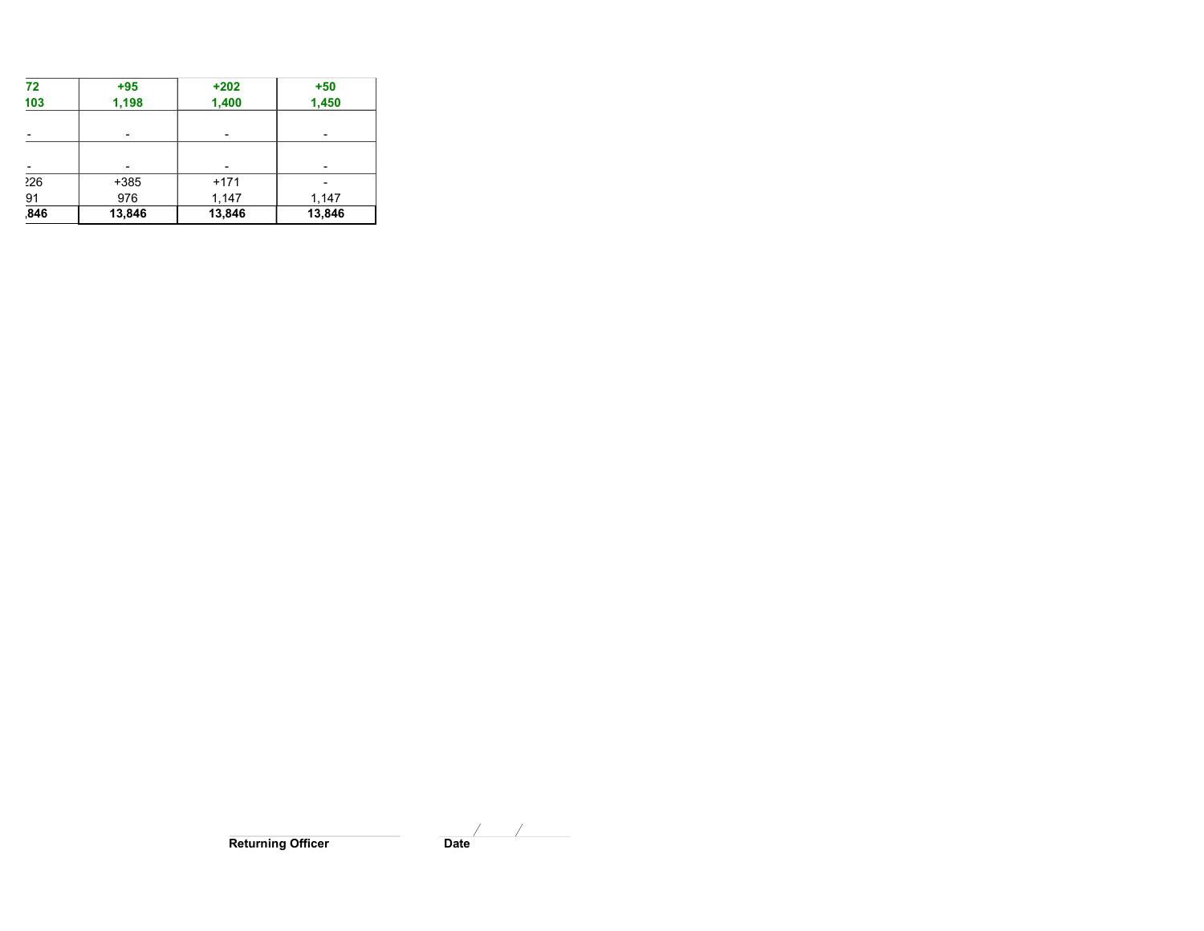| | | | |
|---|---|---|---|
| 72 | **+95** | **+202** | **+50** |
| 103 | **1,198** | **1,400** | **1,450** |
| - | - | - | - |
| - | - | - | - |
| 226 | +385 | +171 | - |
| 91 | 976 | 1,147 | 1,147 |
| **,846** | **13,846** | **13,846** | **13,846** |

**Returning Officer** **Date** / /